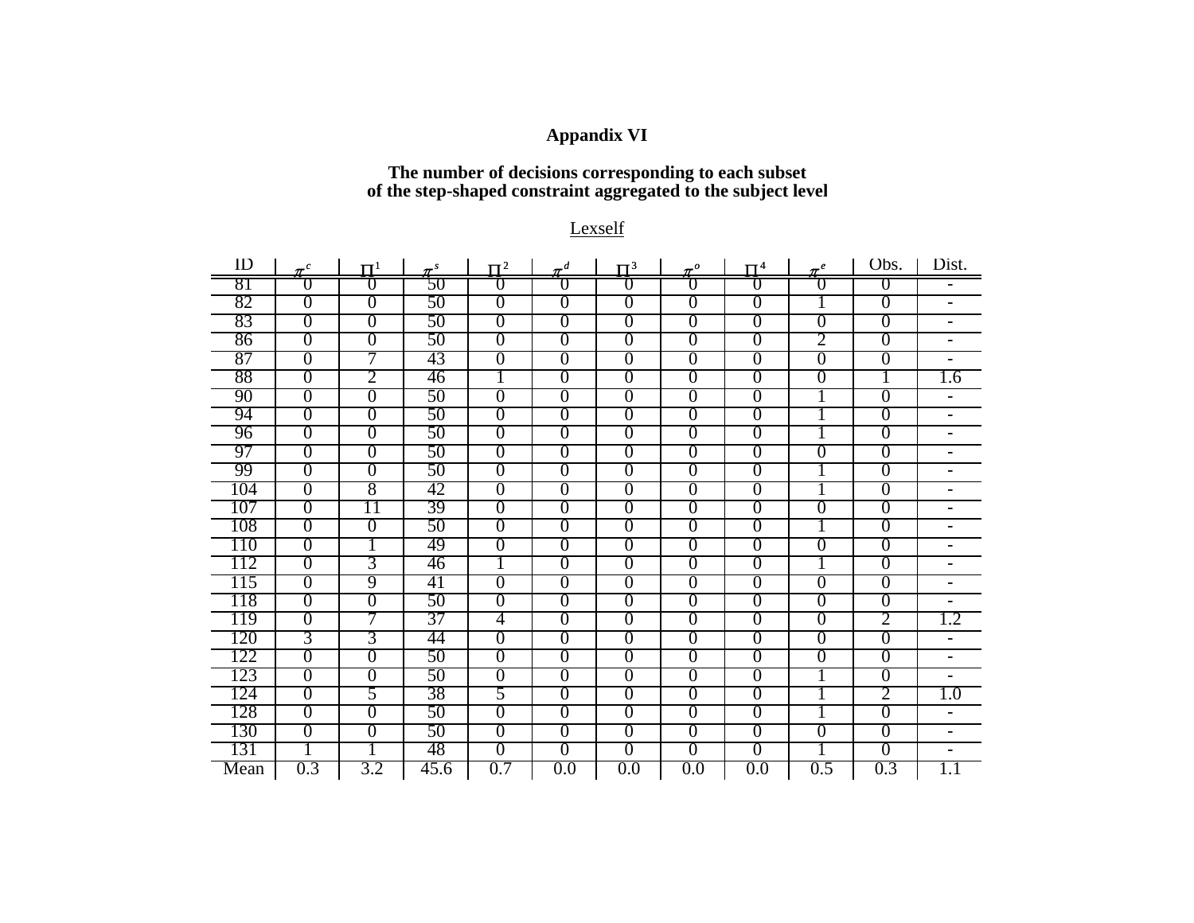**Appandix VI**

**The number of decisions corresponding to each subset of the step-shaped constraint aggregated to the subject level**

Lexself

| ID | $\pi^c$ | $\Pi^1$ | $\pi^s$ | $\Pi^2$ | $\pi^d$ | $\Pi^3$ | $\pi^o$ | $\Pi^4$ | $\pi^e$ | Obs. | Dist. |
|---|---|---|---|---|---|---|---|---|---|---|---|
| 81 | 0 | 0 | 50 | 0 | 0 | 0 | 0 | 0 | 0 | 0 | - |
| 82 | 0 | 0 | 50 | 0 | 0 | 0 | 0 | 0 | 1 | 0 | - |
| 83 | 0 | 0 | 50 | 0 | 0 | 0 | 0 | 0 | 0 | 0 | - |
| 86 | 0 | 0 | 50 | 0 | 0 | 0 | 0 | 0 | 2 | 0 | - |
| 87 | 0 | 7 | 43 | 0 | 0 | 0 | 0 | 0 | 0 | 0 | - |
| 88 | 0 | 2 | 46 | 1 | 0 | 0 | 0 | 0 | 0 | 1 | 1.6 |
| 90 | 0 | 0 | 50 | 0 | 0 | 0 | 0 | 0 | 1 | 0 | - |
| 94 | 0 | 0 | 50 | 0 | 0 | 0 | 0 | 0 | 1 | 0 | - |
| 96 | 0 | 0 | 50 | 0 | 0 | 0 | 0 | 0 | 1 | 0 | - |
| 97 | 0 | 0 | 50 | 0 | 0 | 0 | 0 | 0 | 0 | 0 | - |
| 99 | 0 | 0 | 50 | 0 | 0 | 0 | 0 | 0 | 1 | 0 | - |
| 104 | 0 | 8 | 42 | 0 | 0 | 0 | 0 | 0 | 1 | 0 | - |
| 107 | 0 | 11 | 39 | 0 | 0 | 0 | 0 | 0 | 0 | 0 | - |
| 108 | 0 | 0 | 50 | 0 | 0 | 0 | 0 | 0 | 1 | 0 | - |
| 110 | 0 | 1 | 49 | 0 | 0 | 0 | 0 | 0 | 0 | 0 | - |
| 112 | 0 | 3 | 46 | 1 | 0 | 0 | 0 | 0 | 1 | 0 | - |
| 115 | 0 | 9 | 41 | 0 | 0 | 0 | 0 | 0 | 0 | 0 | - |
| 118 | 0 | 0 | 50 | 0 | 0 | 0 | 0 | 0 | 0 | 0 | - |
| 119 | 0 | 7 | 37 | 4 | 0 | 0 | 0 | 0 | 0 | 2 | 1.2 |
| 120 | 3 | 3 | 44 | 0 | 0 | 0 | 0 | 0 | 0 | 0 | - |
| 122 | 0 | 0 | 50 | 0 | 0 | 0 | 0 | 0 | 0 | 0 | - |
| 123 | 0 | 0 | 50 | 0 | 0 | 0 | 0 | 0 | 1 | 0 | - |
| 124 | 0 | 5 | 38 | 5 | 0 | 0 | 0 | 0 | 1 | 2 | 1.0 |
| 128 | 0 | 0 | 50 | 0 | 0 | 0 | 0 | 0 | 1 | 0 | - |
| 130 | 0 | 0 | 50 | 0 | 0 | 0 | 0 | 0 | 0 | 0 | - |
| 131 | 1 | 1 | 48 | 0 | 0 | 0 | 0 | 0 | 1 | 0 | - |
| Mean | 0.3 | 3.2 | 45.6 | 0.7 | 0.0 | 0.0 | 0.0 | 0.0 | 0.5 | 0.3 | 1.1 |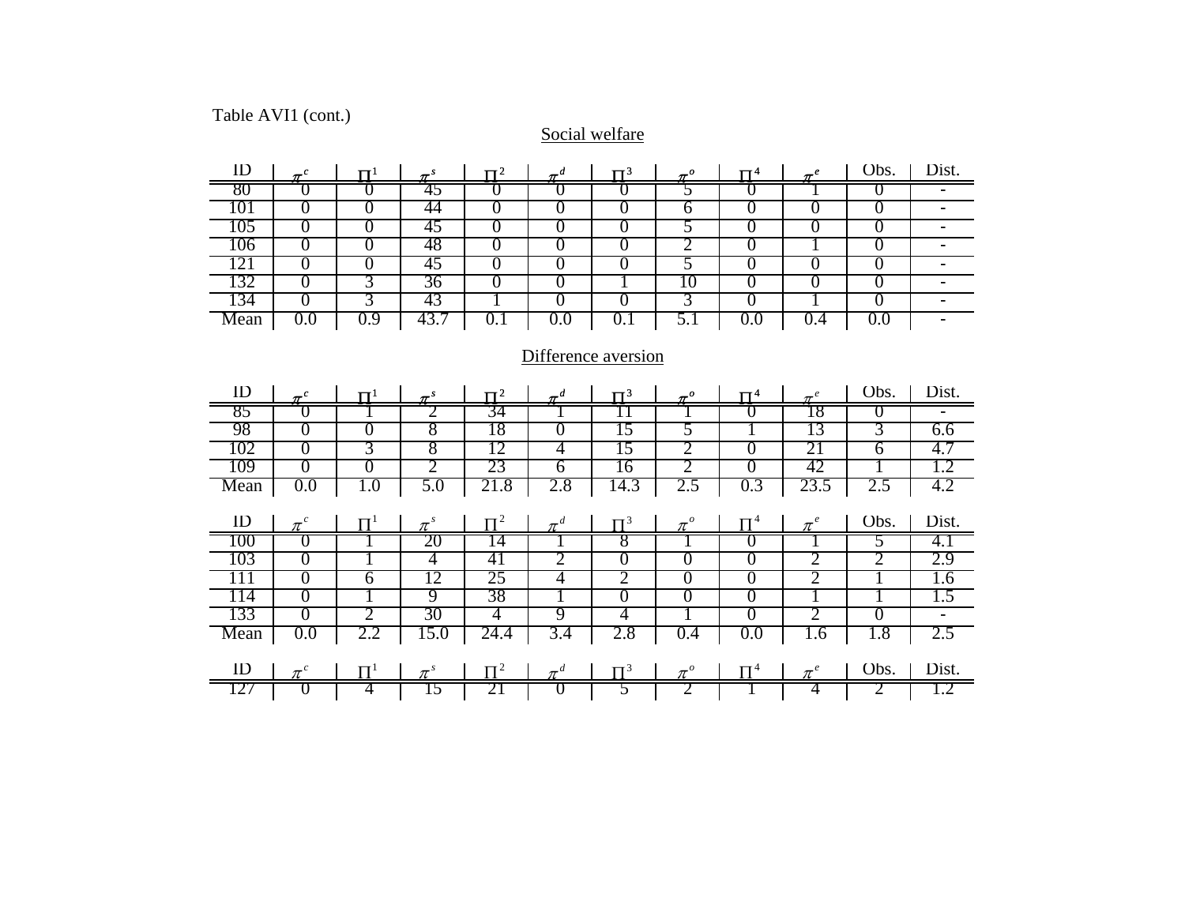Table AVI1 (cont.)

Social welfare

| ID | $\pi^c$ | $\Pi^1$ | $\pi^s$ | $\Pi^2$ | $\pi^d$ | $\Pi^3$ | $\pi^o$ | $\Pi^4$ | $\pi^e$ | Obs. | Dist. |
|---|---|---|---|---|---|---|---|---|---|---|---|
| 80 | 0 | 0 | 45 | 0 | 0 | 0 | 5 | 0 | 1 | 0 | - |
| 101 | 0 | 0 | 44 | 0 | 0 | 0 | 6 | 0 | 0 | 0 | - |
| 105 | 0 | 0 | 45 | 0 | 0 | 0 | 5 | 0 | 0 | 0 | - |
| 106 | 0 | 0 | 48 | 0 | 0 | 0 | 2 | 0 | 1 | 0 | - |
| 121 | 0 | 0 | 45 | 0 | 0 | 0 | 5 | 0 | 0 | 0 | - |
| 132 | 0 | 3 | 36 | 0 | 0 | 1 | 10 | 0 | 0 | 0 | - |
| 134 | 0 | 3 | 43 | 1 | 0 | 0 | 3 | 0 | 1 | 0 | - |
| Mean | 0.0 | 0.9 | 43.7 | 0.1 | 0.0 | 0.1 | 5.1 | 0.0 | 0.4 | 0.0 | - |

Difference aversion

| ID | $\pi^c$ | $\Pi^1$ | $\pi^s$ | $\Pi^2$ | $\pi^d$ | $\Pi^3$ | $\pi^o$ | $\Pi^4$ | $\pi^e$ | Obs. | Dist. |
|---|---|---|---|---|---|---|---|---|---|---|---|
| 85 | 0 | 1 | 2 | 34 | 1 | 11 | 1 | 0 | 18 | 0 | - |
| 98 | 0 | 0 | 8 | 18 | 0 | 15 | 5 | 1 | 13 | 3 | 6.6 |
| 102 | 0 | 3 | 8 | 12 | 4 | 15 | 2 | 0 | 21 | 6 | 4.7 |
| 109 | 0 | 0 | 2 | 23 | 6 | 16 | 2 | 0 | 42 | 1 | 1.2 |
| Mean | 0.0 | 1.0 | 5.0 | 21.8 | 2.8 | 14.3 | 2.5 | 0.3 | 23.5 | 2.5 | 4.2 |

| ID | $\pi^c$ | $\Pi^1$ | $\pi^s$ | $\Pi^2$ | $\pi^d$ | $\Pi^3$ | $\pi^o$ | $\Pi^4$ | $\pi^e$ | Obs. | Dist. |
|---|---|---|---|---|---|---|---|---|---|---|---|
| 100 | 0 | 1 | 20 | 14 | 1 | 8 | 1 | 0 | 1 | 5 | 4.1 |
| 103 | 0 | 1 | 4 | 41 | 2 | 0 | 0 | 0 | 2 | 2 | 2.9 |
| 111 | 0 | 6 | 12 | 25 | 4 | 2 | 0 | 0 | 2 | 1 | 1.6 |
| 114 | 0 | 1 | 9 | 38 | 1 | 0 | 0 | 0 | 1 | 1 | 1.5 |
| 133 | 0 | 2 | 30 | 4 | 9 | 4 | 1 | 0 | 2 | 0 | - |
| Mean | 0.0 | 2.2 | 15.0 | 24.4 | 3.4 | 2.8 | 0.4 | 0.0 | 1.6 | 1.8 | 2.5 |

| ID | $\pi^c$ | $\Pi^1$ | $\pi^s$ | $\Pi^2$ | $\pi^d$ | $\Pi^3$ | $\pi^o$ | $\Pi^4$ | $\pi^e$ | Obs. | Dist. |
|---|---|---|---|---|---|---|---|---|---|---|---|
| 127 | 0 | 4 | 15 | 21 | 0 | 5 | 2 | 1 | 4 | 2 | 1.2 |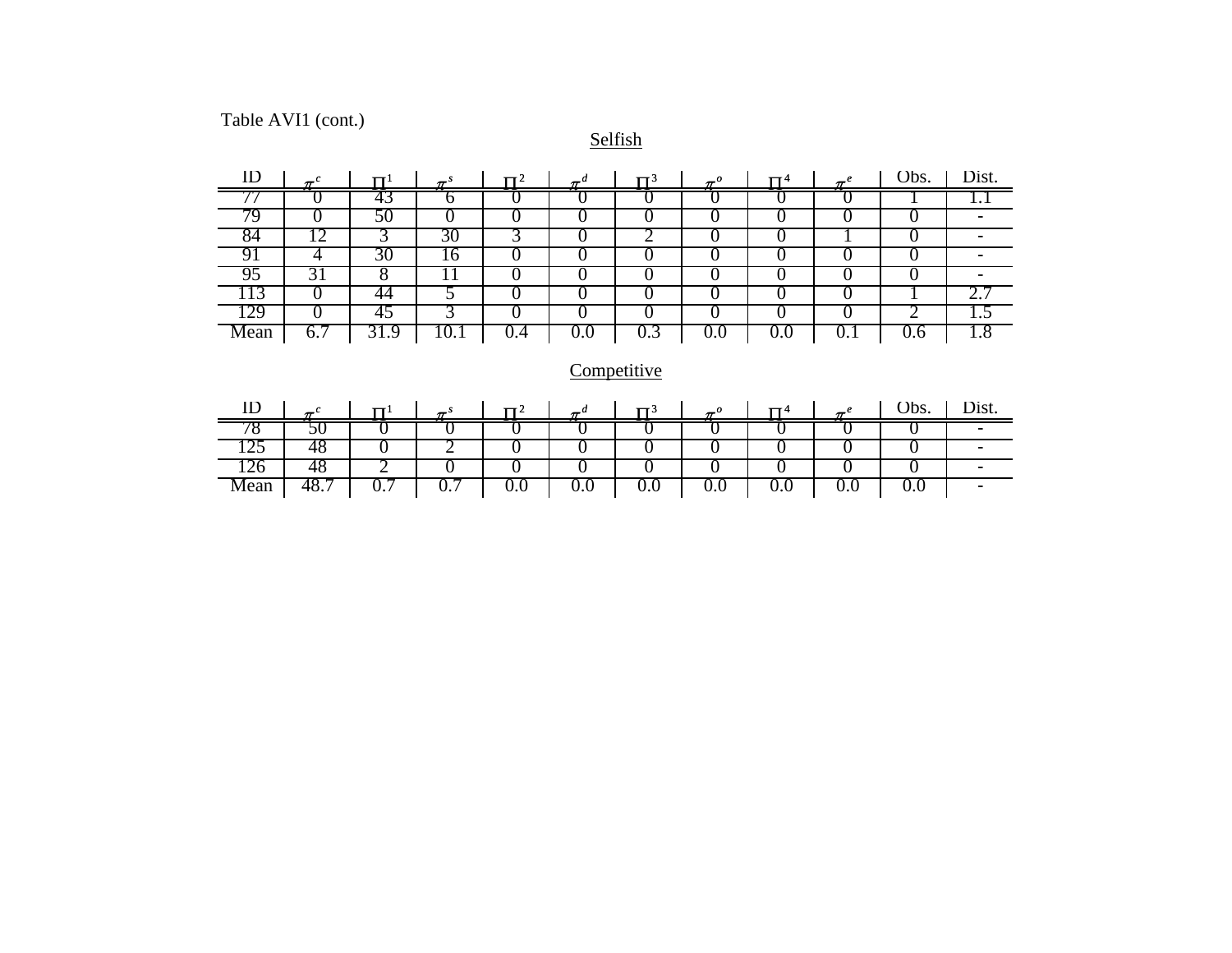Table AVI1 (cont.)

Selfish

| ID | $\pi^c$ | $\Pi^1$ | $\pi^s$ | $\Pi^2$ | $\pi^d$ | $\Pi^3$ | $\pi^o$ | $\Pi^4$ | $\pi^e$ | Obs. | Dist. |
|---|---|---|---|---|---|---|---|---|---|---|---|
| 77 | 0 | 43 | 6 | 0 | 0 | 0 | 0 | 0 | 0 | 1 | 1.1 |
| 79 | 0 | 50 | 0 | 0 | 0 | 0 | 0 | 0 | 0 | 0 | - |
| 84 | 12 | 3 | 30 | 3 | 0 | 2 | 0 | 0 | 1 | 0 | - |
| 91 | 4 | 30 | 16 | 0 | 0 | 0 | 0 | 0 | 0 | 0 | - |
| 95 | 31 | 8 | 11 | 0 | 0 | 0 | 0 | 0 | 0 | 0 | - |
| 113 | 0 | 44 | 5 | 0 | 0 | 0 | 0 | 0 | 0 | 1 | 2.7 |
| 129 | 0 | 45 | 3 | 0 | 0 | 0 | 0 | 0 | 0 | 2 | 1.5 |
| Mean | 6.7 | 31.9 | 10.1 | 0.4 | 0.0 | 0.3 | 0.0 | 0.0 | 0.1 | 0.6 | 1.8 |

Competitive

| ID | $\pi^c$ | $\Pi^1$ | $\pi^s$ | $\Pi^2$ | $\pi^d$ | $\Pi^3$ | $\pi^o$ | $\Pi^4$ | $\pi^e$ | Obs. | Dist. |
|---|---|---|---|---|---|---|---|---|---|---|---|
| 78 | 50 | 0 | 0 | 0 | 0 | 0 | 0 | 0 | 0 | 0 | - |
| 125 | 48 | 0 | 2 | 0 | 0 | 0 | 0 | 0 | 0 | 0 | - |
| 126 | 48 | 2 | 0 | 0 | 0 | 0 | 0 | 0 | 0 | 0 | - |
| Mean | 48.7 | 0.7 | 0.7 | 0.0 | 0.0 | 0.0 | 0.0 | 0.0 | 0.0 | 0.0 | - |